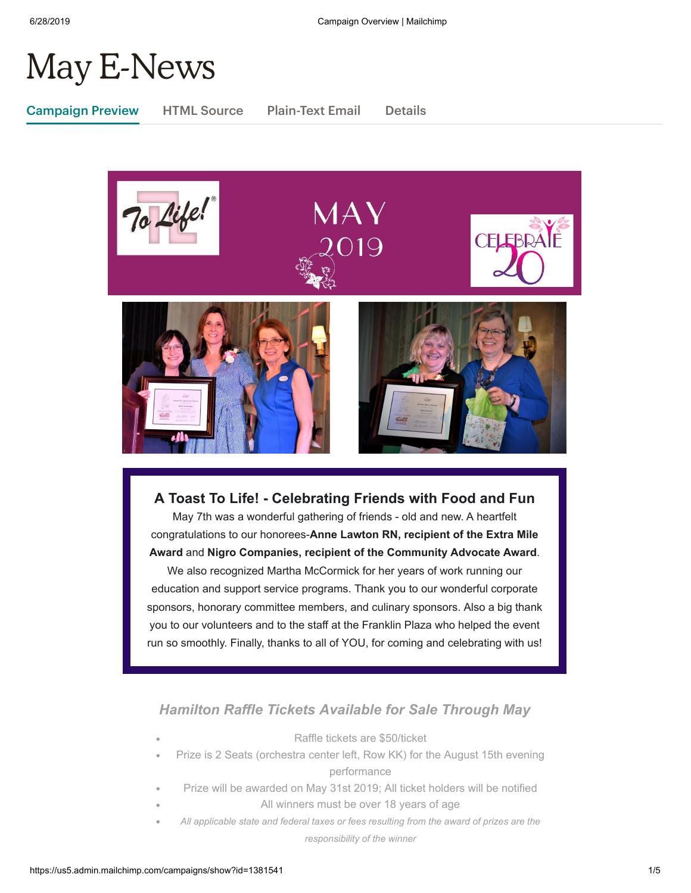# May E-News

Campaign Preview | HTML Source | Plain-Text Email | Details

### A Toast To Life! - Celebrating Friends with Food and Fun

May 7th was a wonderful gathering of friends - old and new. A heartfelt congratulations to our honorees-**Anne Lawton RN, recipient of the Extra Mile Award** and **Nigro Companies, recipient of the Community Advocate Award**. We also recognized Martha McCormick for her years of work running our education and support service programs. Thank you to our wonderful corporate sponsors, honorary committee members, and culinary sponsors. Also a big thank you to our volunteers and to the staff at the Franklin Plaza who helped the event run so smoothly. Finally, thanks to all of YOU, for coming and celebrating with us!

### *Hamilton Raffle Tickets Available for Sale Through May*

- Raffle tickets are $50/ticket
- Prize is 2 Seats (orchestra center left, Row KK) for the August 15th evening performance
- Prize will be awarded on May 31st 2019; All ticket holders will be notified
- All winners must be over 18 years of age
- *All applicable state and federal taxes or fees resulting from the award of prizes are the responsibility of the winner*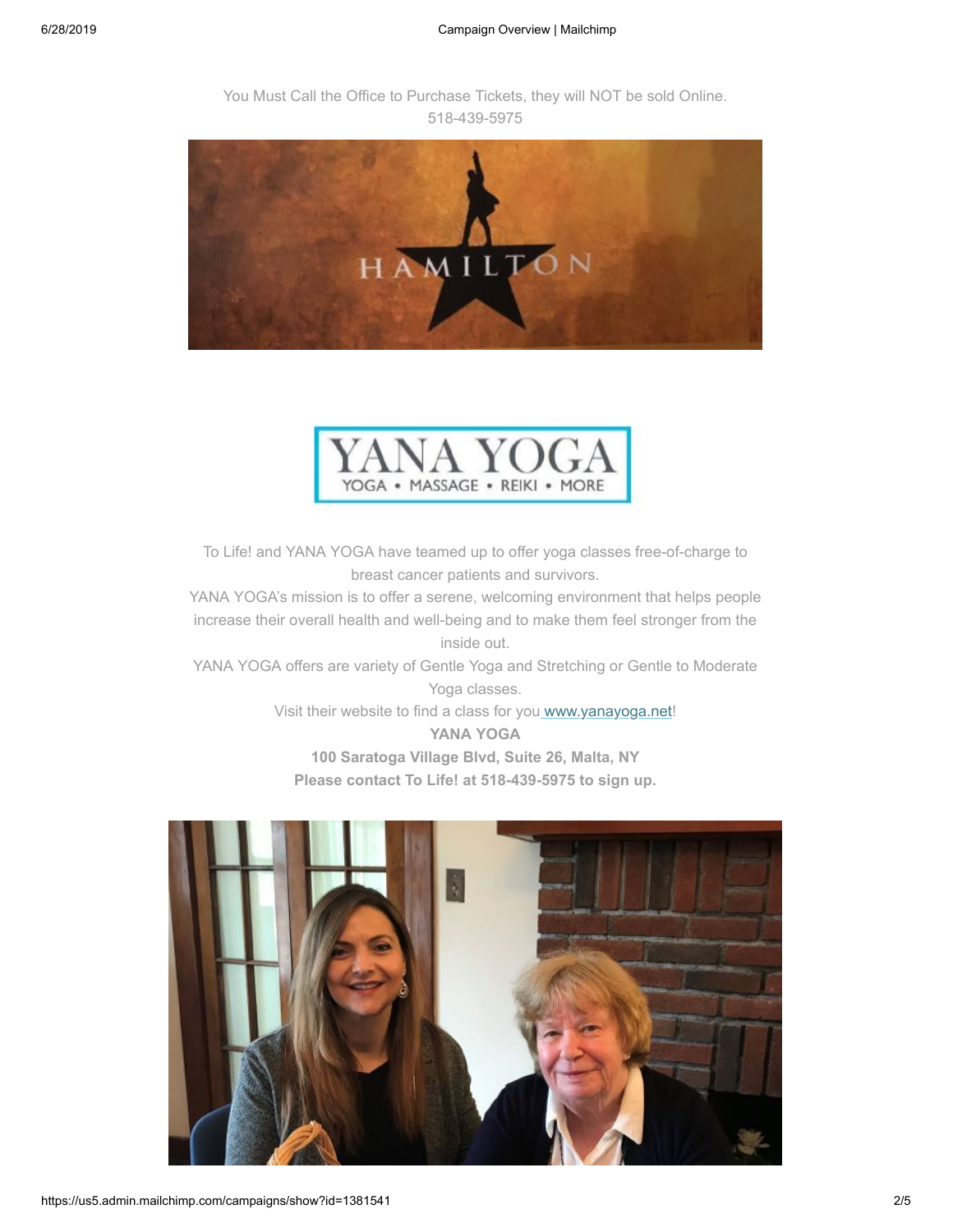You Must Call the Office to Purchase Tickets, they will NOT be sold Online.
518-439-5975

To Life! and YANA YOGA have teamed up to offer yoga classes free-of-charge to breast cancer patients and survivors.
YANA YOGA's mission is to offer a serene, welcoming environment that helps people increase their overall health and well-being and to make them feel stronger from the inside out.
YANA YOGA offers are variety of Gentle Yoga and Stretching or Gentle to Moderate Yoga classes.
Visit their website to find a class for you [www.yanayoga.net](http://www.yanayoga.net)!

**YANA YOGA**
**100 Saratoga Village Blvd, Suite 26, Malta, NY**
**Please contact To Life! at 518-439-5975 to sign up.**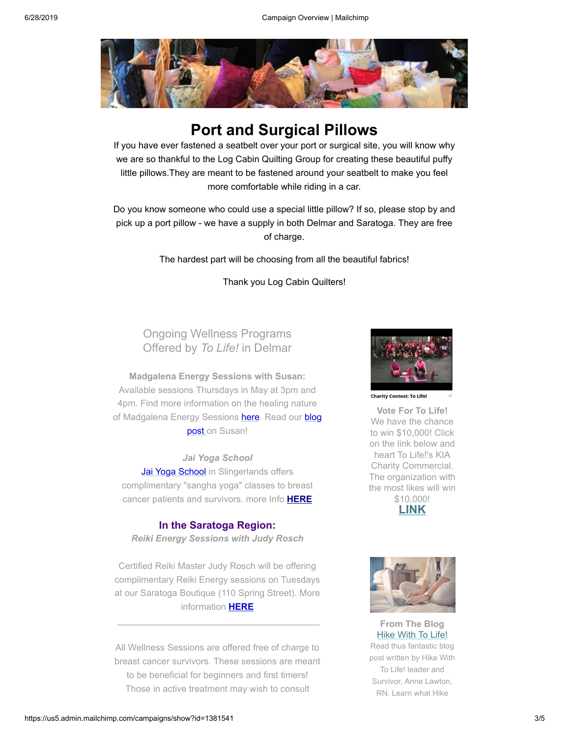## Port and Surgical Pillows

If you have ever fastened a seatbelt over your port or surgical site, you will know why we are so thankful to the Log Cabin Quilting Group for creating these beautiful puffy little pillows.They are meant to be fastened around your seatbelt to make you feel more comfortable while riding in a car.

Do you know someone who could use a special little pillow? If so, please stop by and pick up a port pillow - we have a supply in both Delmar and Saratoga. They are free of charge.

The hardest part will be choosing from all the beautiful fabrics!

Thank you Log Cabin Quilters!

### Ongoing Wellness Programs Offered by *To Life!* in Delmar

**Madgalena Energy Sessions with Susan:**
Available sessions Thursdays in May at 3pm and 4pm. Find more information on the healing nature of Madgalena Energy Sessions here. Read our blog post on Susan!

***Jai Yoga School***
Jai Yoga School in Slingerlands offers complimentary "sangha yoga" classes to breast cancer patients and survivors. more Info **HERE**

**In the Saratoga Region:**
***Reiki Energy Sessions with Judy Rosch***

Certified Reiki Master Judy Rosch will be offering complimentary Reiki Energy sessions on Tuesdays at our Saratoga Boutique (110 Spring Street). More information **HERE**

---

All Wellness Sessions are offered free of charge to breast cancer survivors. These sessions are meant to be beneficial for beginners and first timers! Those in active treatment may wish to consult

Charity Contest: To Life!

**Vote For To Life!**
We have the chance to win $10,000! Click on the link below and heart To Life!'s KIA Charity Commercial. The organization with the most likes will win $10,000!
**LINK**

**From The Blog**
Hike With To Life!
Read thus fantastic blog post written by Hike With To Life! leader and Survivor, Anne Lawton, RN. Learn what Hike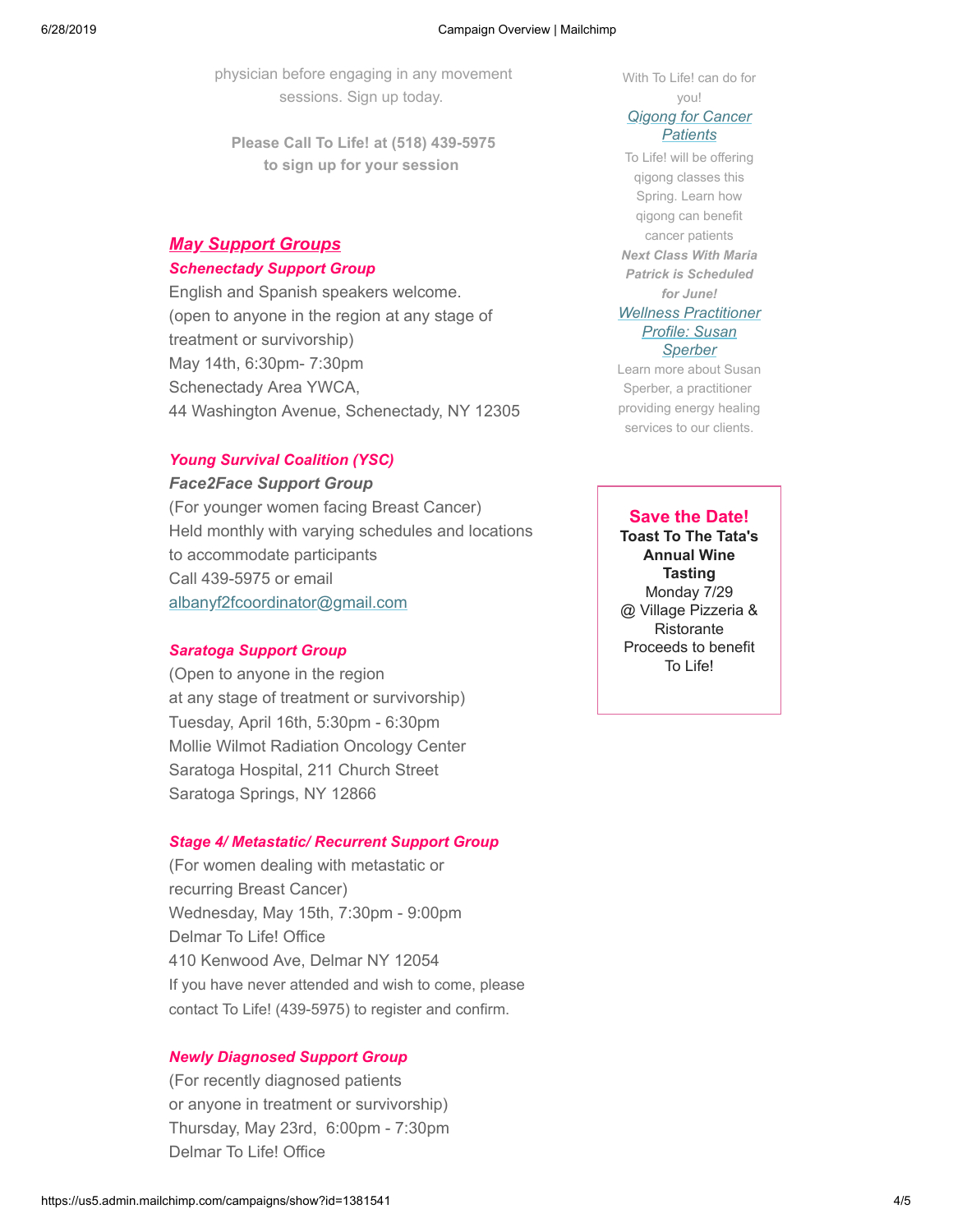physician before engaging in any movement sessions. Sign up today.

**Please Call To Life! at (518) 439-5975 to sign up for your session**

## ***May Support Groups***

***Schenectady Support Group***

English and Spanish speakers welcome.
(open to anyone in the region at any stage of treatment or survivorship)
May 14th, 6:30pm- 7:30pm
Schenectady Area YWCA,
44 Washington Avenue, Schenectady, NY 12305

***Young Survival Coalition (YSC)***

***Face2Face Support Group***

(For younger women facing Breast Cancer)
Held monthly with varying schedules and locations to accommodate participants
Call 439-5975 or email albanyf2fcoordinator@gmail.com

***Saratoga Support Group***

(Open to anyone in the region
at any stage of treatment or survivorship)
Tuesday, April 16th, 5:30pm - 6:30pm
Mollie Wilmot Radiation Oncology Center
Saratoga Hospital, 211 Church Street
Saratoga Springs, NY 12866

***Stage 4/ Metastatic/ Recurrent Support Group***

(For women dealing with metastatic or recurring Breast Cancer)
Wednesday, May 15th, 7:30pm - 9:00pm
Delmar To Life! Office
410 Kenwood Ave, Delmar NY 12054
If you have never attended and wish to come, please contact To Life! (439-5975) to register and confirm.

***Newly Diagnosed Support Group***

(For recently diagnosed patients
or anyone in treatment or survivorship)
Thursday, May 23rd, 6:00pm - 7:30pm
Delmar To Life! Office

With To Life! can do for you!

*Qigong for Cancer Patients*

To Life! will be offering qigong classes this Spring. Learn how qigong can benefit cancer patients

***Next Class With Maria Patrick is Scheduled for June!***

*Wellness Practitioner Profile: Susan Sperber*

Learn more about Susan Sperber, a practitioner providing energy healing services to our clients.

**Save the Date!**
**Toast To The Tata's Annual Wine Tasting**
Monday 7/29
@ Village Pizzeria & Ristorante
Proceeds to benefit To Life!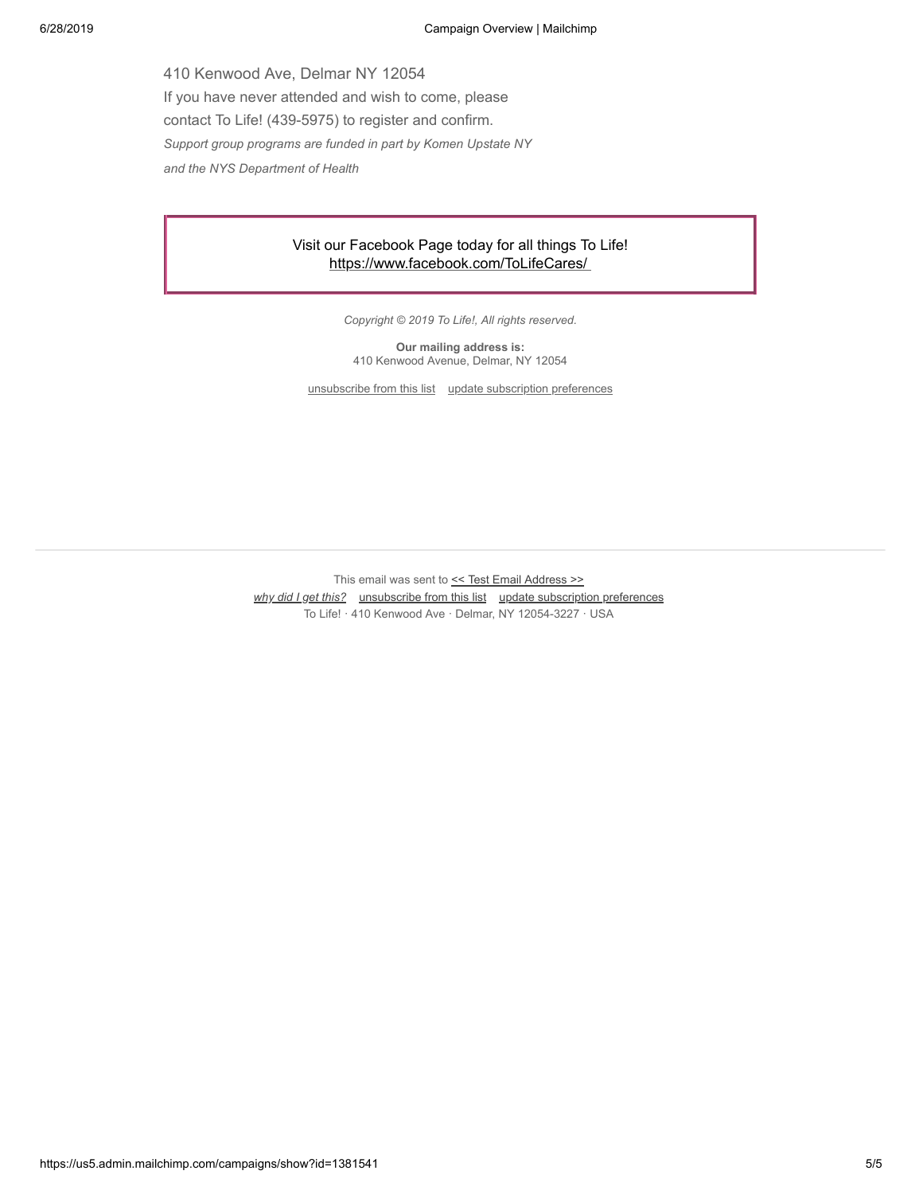410 Kenwood Ave, Delmar NY 12054
If you have never attended and wish to come, please contact To Life! (439-5975) to register and confirm.
*Support group programs are funded in part by Komen Upstate NY and the NYS Department of Health*

Visit our Facebook Page today for all things To Life!
https://www.facebook.com/ToLifeCares/

*Copyright © 2019 To Life!, All rights reserved.*

**Our mailing address is:**
410 Kenwood Avenue, Delmar, NY 12054

unsubscribe from this list    update subscription preferences

---

This email was sent to << Test Email Address >>
*why did I get this?*    unsubscribe from this list    update subscription preferences
To Life! · 410 Kenwood Ave · Delmar, NY 12054-3227 · USA